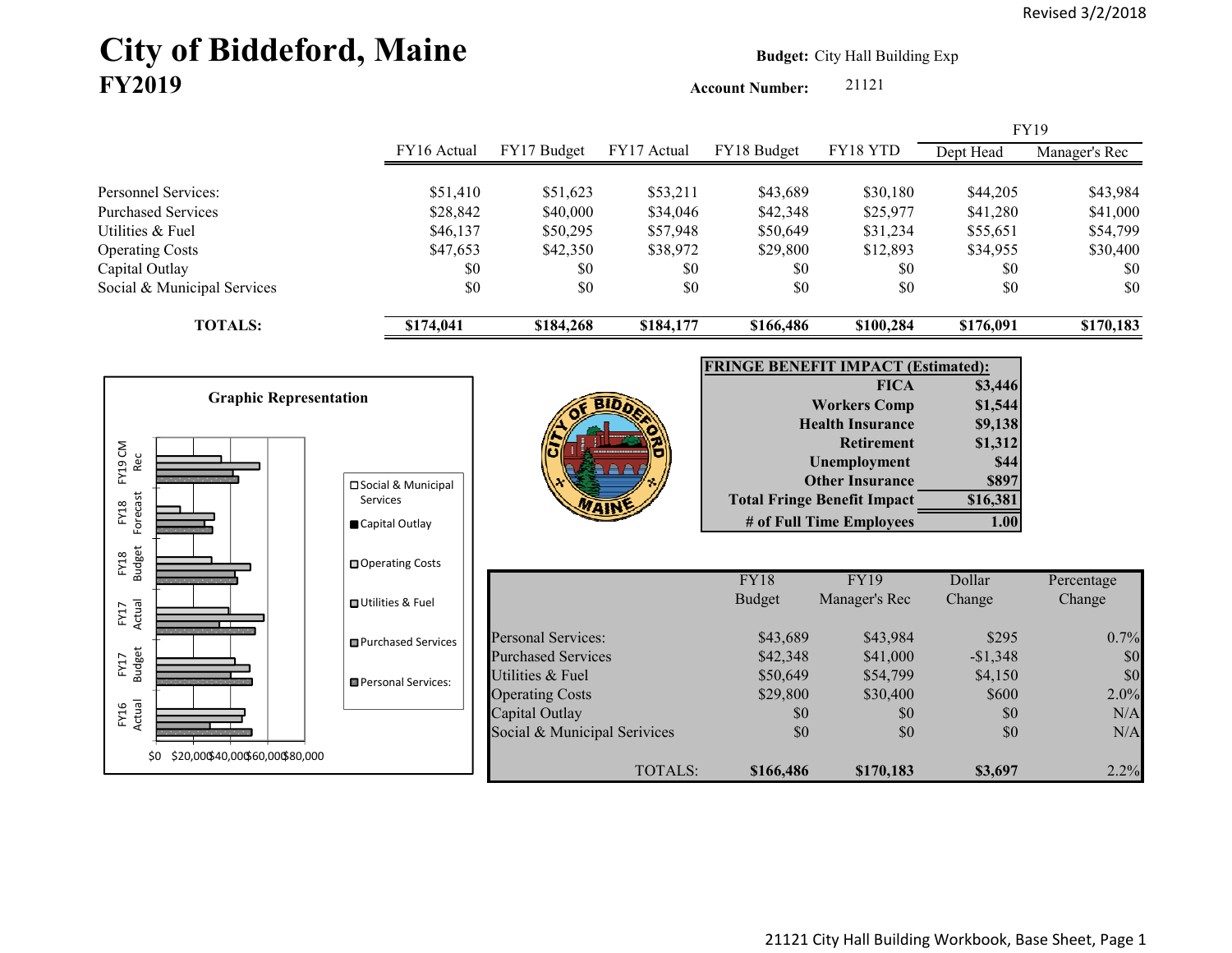Revised 3/2/2018

# City of Biddeford, Maine

## FY2019

**Budget:** City Hall Building Exp

**Account Number:** 21121

| | FY16 Actual | FY17 Budget | FY17 Actual | FY18 Budget | FY18 YTD | FY19 Dept Head | FY19 Manager's Rec |
|---|---|---|---|---|---|---|---|
| Personnel Services: | $51,410 | $51,623 | $53,211 | $43,689 | $30,180 | $44,205 | $43,984 |
| Purchased Services | $28,842 | $40,000 | $34,046 | $42,348 | $25,977 | $41,280 | $41,000 |
| Utilities & Fuel | $46,137 | $50,295 | $57,948 | $50,649 | $31,234 | $55,651 | $54,799 |
| Operating Costs | $47,653 | $42,350 | $38,972 | $29,800 | $12,893 | $34,955 | $30,400 |
| Capital Outlay | $0 | $0 | $0 | $0 | $0 | $0 | $0 |
| Social & Municipal Services | $0 | $0 | $0 | $0 | $0 | $0 | $0 |
| **TOTALS:** | **$174,041** | **$184,268** | **$184,177** | **$166,486** | **$100,284** | **$176,091** | **$170,183** |

**Graphic Representation**

FY19 CM Rec
FY18 Forecast
FY18 Budget
FY17 Actual
FY17 Budget
FY16 Actual

$0 $20,000 $40,000 $60,000 $80,000

Social & Municipal Services
Capital Outlay
Operating Costs
Utilities & Fuel
Purchased Services
Personal Services:

| FRINGE BENEFIT IMPACT (Estimated): | |
|---|---|
| FICA | $3,446 |
| Workers Comp | $1,544 |
| Health Insurance | $9,138 |
| Retirement | $1,312 |
| Unemployment | $44 |
| Other Insurance | $897 |
| Total Fringe Benefit Impact | $16,381 |
| # of Full Time Employees | 1.00 |

| | FY18 Budget | FY19 Manager's Rec | Dollar Change | Percentage Change |
|---|---|---|---|---|
| Personal Services: | $43,689 | $43,984 | $295 | 0.7% |
| Purchased Services | $42,348 | $41,000 | -$1,348 | $0 |
| Utilities & Fuel | $50,649 | $54,799 | $4,150 | $0 |
| Operating Costs | $29,800 | $30,400 | $600 | 2.0% |
| Capital Outlay | $0 | $0 | $0 | N/A |
| Social & Municipal Services | $0 | $0 | $0 | N/A |
| TOTALS: | **$166,486** | **$170,183** | **$3,697** | 2.2% |

21121 City Hall Building Workbook, Base Sheet, Page 1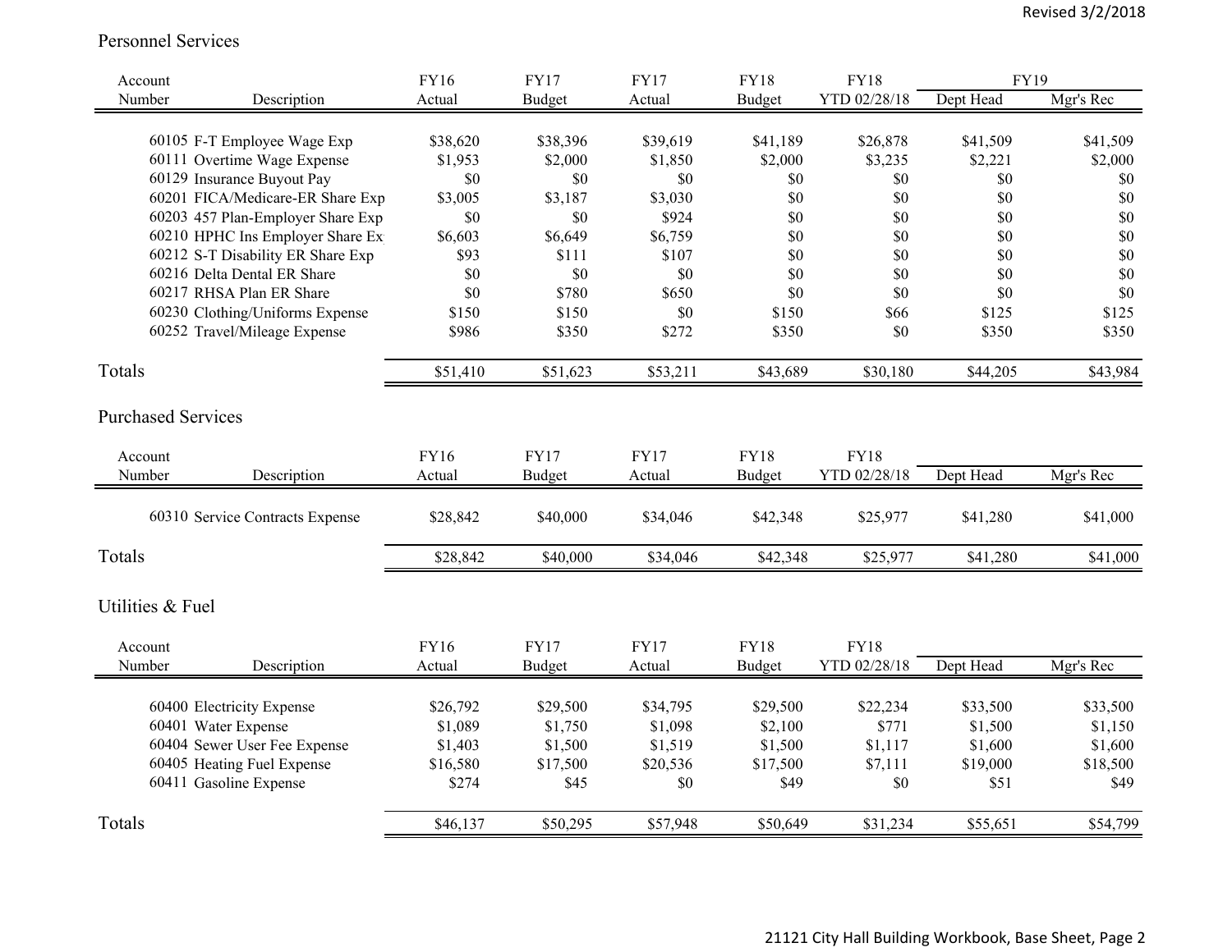## Personnel Services

| Account Number | Description | FY16 Actual | FY17 Budget | FY17 Actual | FY18 Budget | FY18 YTD 02/28/18 | FY19 Dept Head | FY19 Mgr's Rec |
|---|---|---|---|---|---|---|---|---|
| 60105 | F-T Employee Wage Exp | $38,620 | $38,396 | $39,619 | $41,189 | $26,878 | $41,509 | $41,509 |
| 60111 | Overtime Wage Expense | $1,953 | $2,000 | $1,850 | $2,000 | $3,235 | $2,221 | $2,000 |
| 60129 | Insurance Buyout Pay | $0 | $0 | $0 | $0 | $0 | $0 | $0 |
| 60201 | FICA/Medicare-ER Share Exp | $3,005 | $3,187 | $3,030 | $0 | $0 | $0 | $0 |
| 60203 | 457 Plan-Employer Share Exp | $0 | $0 | $924 | $0 | $0 | $0 | $0 |
| 60210 | HPHC Ins Employer Share Ex | $6,603 | $6,649 | $6,759 | $0 | $0 | $0 | $0 |
| 60212 | S-T Disability ER Share Exp | $93 | $111 | $107 | $0 | $0 | $0 | $0 |
| 60216 | Delta Dental ER Share | $0 | $0 | $0 | $0 | $0 | $0 | $0 |
| 60217 | RHSA Plan ER Share | $0 | $780 | $650 | $0 | $0 | $0 | $0 |
| 60230 | Clothing/Uniforms Expense | $150 | $150 | $0 | $150 | $66 | $125 | $125 |
| 60252 | Travel/Mileage Expense | $986 | $350 | $272 | $350 | $0 | $350 | $350 |
| Totals | | $51,410 | $51,623 | $53,211 | $43,689 | $30,180 | $44,205 | $43,984 |

## Purchased Services

| Account Number | Description | FY16 Actual | FY17 Budget | FY17 Actual | FY18 Budget | FY18 YTD 02/28/18 | Dept Head | Mgr's Rec |
|---|---|---|---|---|---|---|---|---|
| 60310 | Service Contracts Expense | $28,842 | $40,000 | $34,046 | $42,348 | $25,977 | $41,280 | $41,000 |
| Totals | | $28,842 | $40,000 | $34,046 | $42,348 | $25,977 | $41,280 | $41,000 |

## Utilities & Fuel

| Account Number | Description | FY16 Actual | FY17 Budget | FY17 Actual | FY18 Budget | FY18 YTD 02/28/18 | Dept Head | Mgr's Rec |
|---|---|---|---|---|---|---|---|---|
| 60400 | Electricity Expense | $26,792 | $29,500 | $34,795 | $29,500 | $22,234 | $33,500 | $33,500 |
| 60401 | Water Expense | $1,089 | $1,750 | $1,098 | $2,100 | $771 | $1,500 | $1,150 |
| 60404 | Sewer User Fee Expense | $1,403 | $1,500 | $1,519 | $1,500 | $1,117 | $1,600 | $1,600 |
| 60405 | Heating Fuel Expense | $16,580 | $17,500 | $20,536 | $17,500 | $7,111 | $19,000 | $18,500 |
| 60411 | Gasoline Expense | $274 | $45 | $0 | $49 | $0 | $51 | $49 |
| Totals | | $46,137 | $50,295 | $57,948 | $50,649 | $31,234 | $55,651 | $54,799 |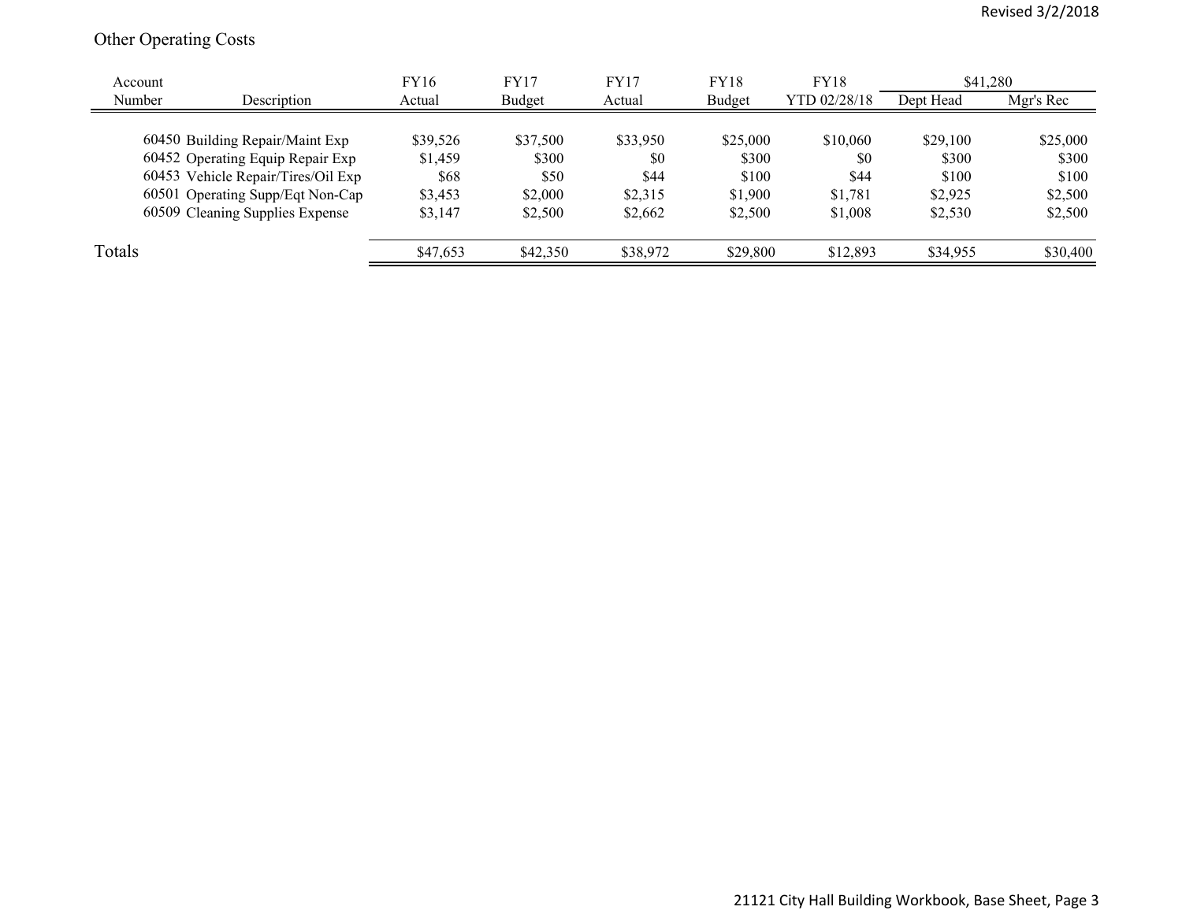## Other Operating Costs

| Account Number | Description | FY16 Actual | FY17 Budget | FY17 Actual | FY18 Budget | FY18 YTD 02/28/18 | $41,280 Dept Head | Mgr's Rec |
|---|---|---|---|---|---|---|---|---|
| 60450 | Building Repair/Maint Exp | $39,526 | $37,500 | $33,950 | $25,000 | $10,060 | $29,100 | $25,000 |
| 60452 | Operating Equip Repair Exp | $1,459 | $300 | $0 | $300 | $0 | $300 | $300 |
| 60453 | Vehicle Repair/Tires/Oil Exp | $68 | $50 | $44 | $100 | $44 | $100 | $100 |
| 60501 | Operating Supp/Eqt Non-Cap | $3,453 | $2,000 | $2,315 | $1,900 | $1,781 | $2,925 | $2,500 |
| 60509 | Cleaning Supplies Expense | $3,147 | $2,500 | $2,662 | $2,500 | $1,008 | $2,530 | $2,500 |
| Totals | | $47,653 | $42,350 | $38,972 | $29,800 | $12,893 | $34,955 | $30,400 |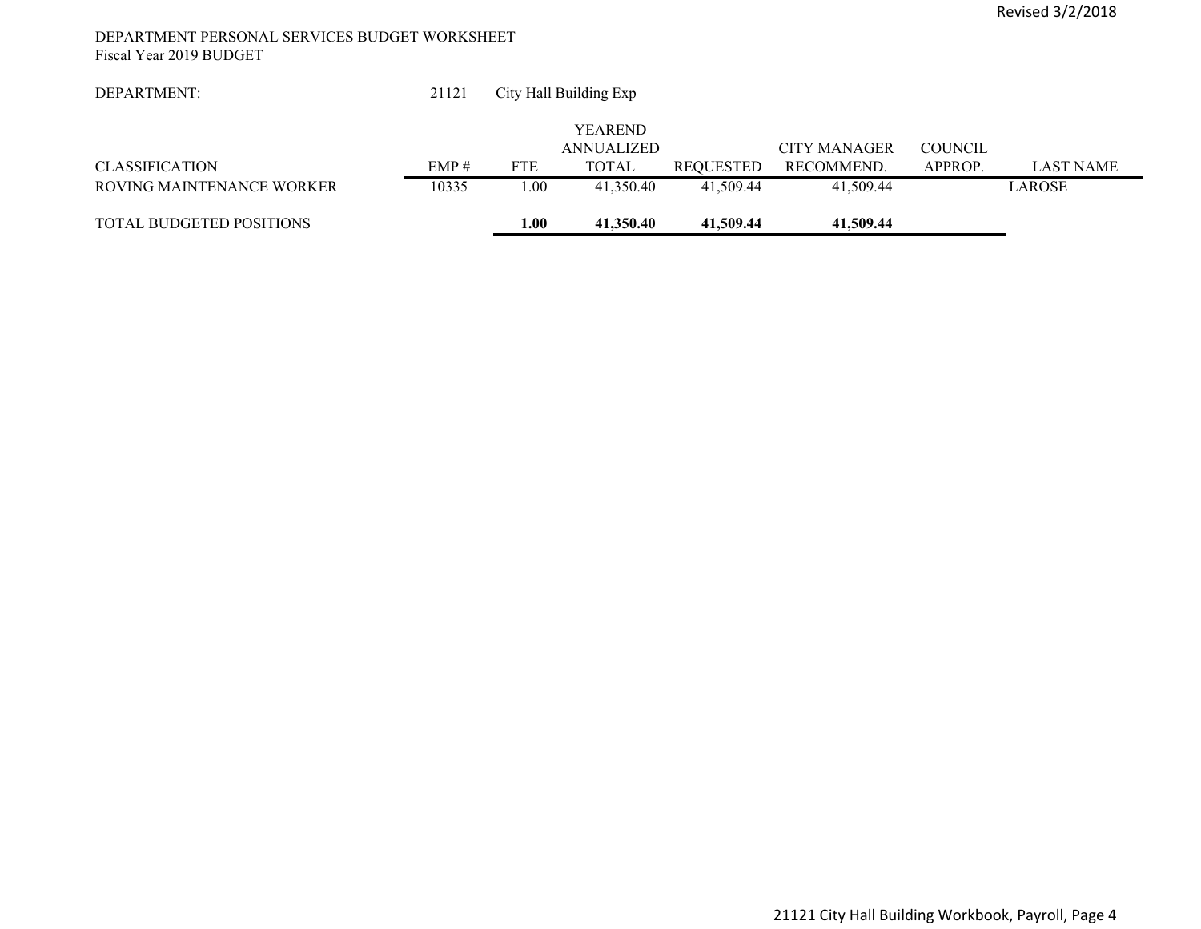DEPARTMENT PERSONAL SERVICES BUDGET WORKSHEET
Fiscal Year 2019 BUDGET

DEPARTMENT: 21121 City Hall Building Exp

| CLASSIFICATION | EMP # | FTE | YEAREND ANNUALIZED TOTAL | REQUESTED | CITY MANAGER RECOMMEND. | COUNCIL APPROP. | LAST NAME |
|---|---|---|---|---|---|---|---|
| ROVING MAINTENANCE WORKER | 10335 | 1.00 | 41,350.40 | 41,509.44 | 41,509.44 | | LAROSE |
| TOTAL BUDGETED POSITIONS | | **1.00** | **41,350.40** | **41,509.44** | **41,509.44** | | |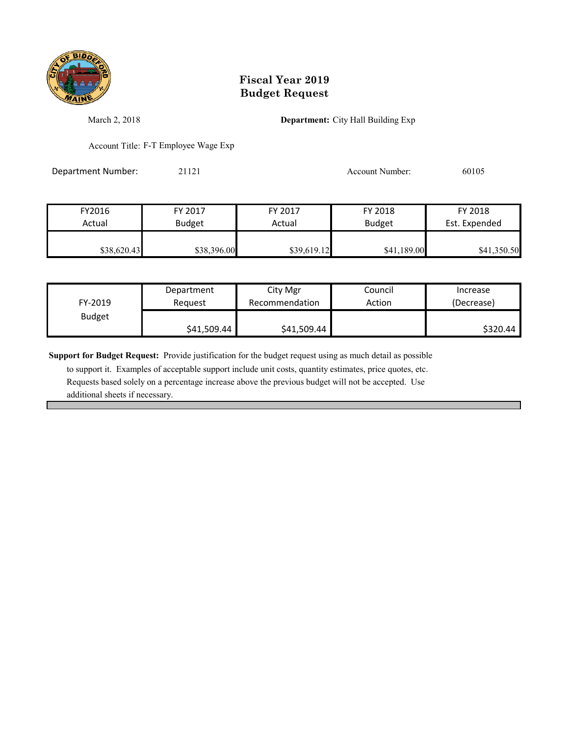# Fiscal Year 2019
# Budget Request

March 2, 2018 **Department:** City Hall Building Exp

Account Title: F-T Employee Wage Exp

Department Number: 21121 Account Number: 60105

| FY2016 Actual | FY 2017 Budget | FY 2017 Actual | FY 2018 Budget | FY 2018 Est. Expended |
|---|---|---|---|---|
| $38,620.43 | $38,396.00 | $39,619.12 | $41,189.00 | $41,350.50 |

| FY-2019 Budget | Department Request | City Mgr Recommendation | Council Action | Increase (Decrease) |
|---|---|---|---|---|
| | $41,509.44 | $41,509.44 | | $320.44 |

**Support for Budget Request:** Provide justification for the budget request using as much detail as possible to support it. Examples of acceptable support include unit costs, quantity estimates, price quotes, etc. Requests based solely on a percentage increase above the previous budget will not be accepted. Use additional sheets if necessary.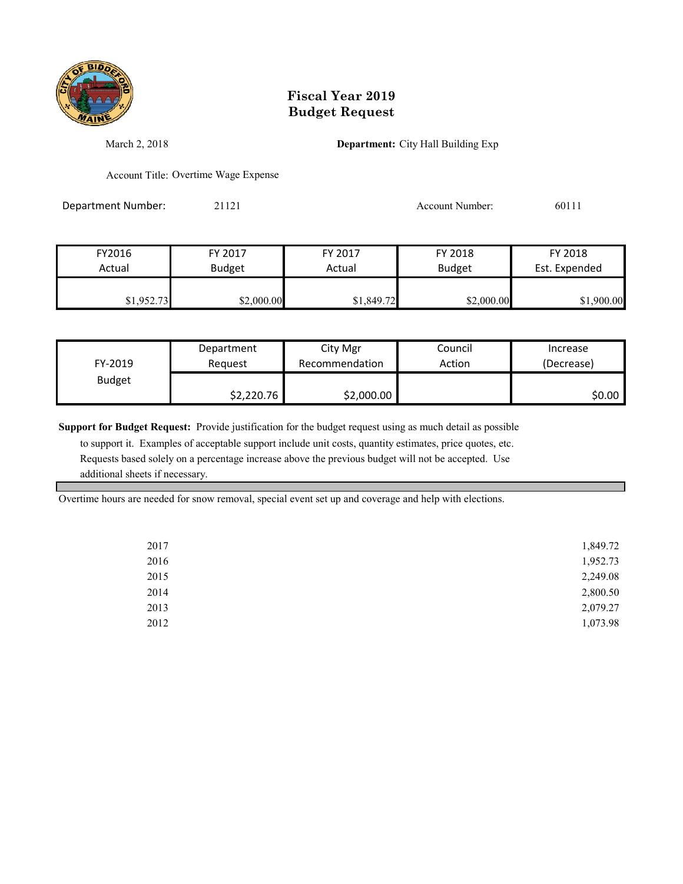# Fiscal Year 2019
# Budget Request

March 2, 2018

**Department:** City Hall Building Exp

Account Title: Overtime Wage Expense

Department Number: 21121

Account Number: 60111

| FY2016 Actual | FY 2017 Budget | FY 2017 Actual | FY 2018 Budget | FY 2018 Est. Expended |
|---|---|---|---|---|
| $1,952.73 | $2,000.00 | $1,849.72 | $2,000.00 | $1,900.00 |

| FY-2019 Budget | Department Request | City Mgr Recommendation | Council Action | Increase (Decrease) |
|---|---|---|---|---|
| | $2,220.76 | $2,000.00 | | $0.00 |

**Support for Budget Request:** Provide justification for the budget request using as much detail as possible to support it. Examples of acceptable support include unit costs, quantity estimates, price quotes, etc. Requests based solely on a percentage increase above the previous budget will not be accepted. Use additional sheets if necessary.

Overtime hours are needed for snow removal, special event set up and coverage and help with elections.

| | |
|---|---|
| 2017 | 1,849.72 |
| 2016 | 1,952.73 |
| 2015 | 2,249.08 |
| 2014 | 2,800.50 |
| 2013 | 2,079.27 |
| 2012 | 1,073.98 |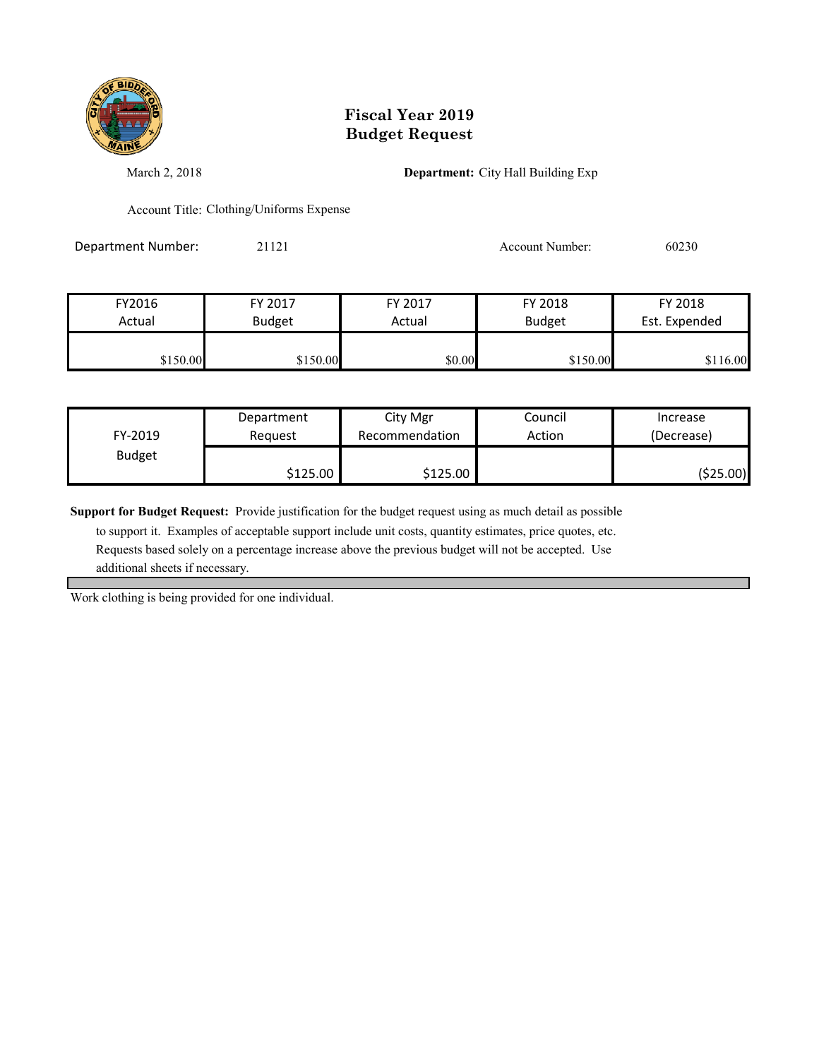# Fiscal Year 2019
# Budget Request

March 2, 2018

**Department:** City Hall Building Exp

Account Title: Clothing/Uniforms Expense

Department Number: 21121

Account Number: 60230

| FY2016 Actual | FY 2017 Budget | FY 2017 Actual | FY 2018 Budget | FY 2018 Est. Expended |
|---|---|---|---|---|
| $150.00 | $150.00 | $0.00 | $150.00 | $116.00 |

| FY-2019 Budget | Department Request | City Mgr Recommendation | Council Action | Increase (Decrease) |
|---|---|---|---|---|
| | $125.00 | $125.00 | | ($25.00) |

**Support for Budget Request:** Provide justification for the budget request using as much detail as possible to support it. Examples of acceptable support include unit costs, quantity estimates, price quotes, etc. Requests based solely on a percentage increase above the previous budget will not be accepted. Use additional sheets if necessary.

Work clothing is being provided for one individual.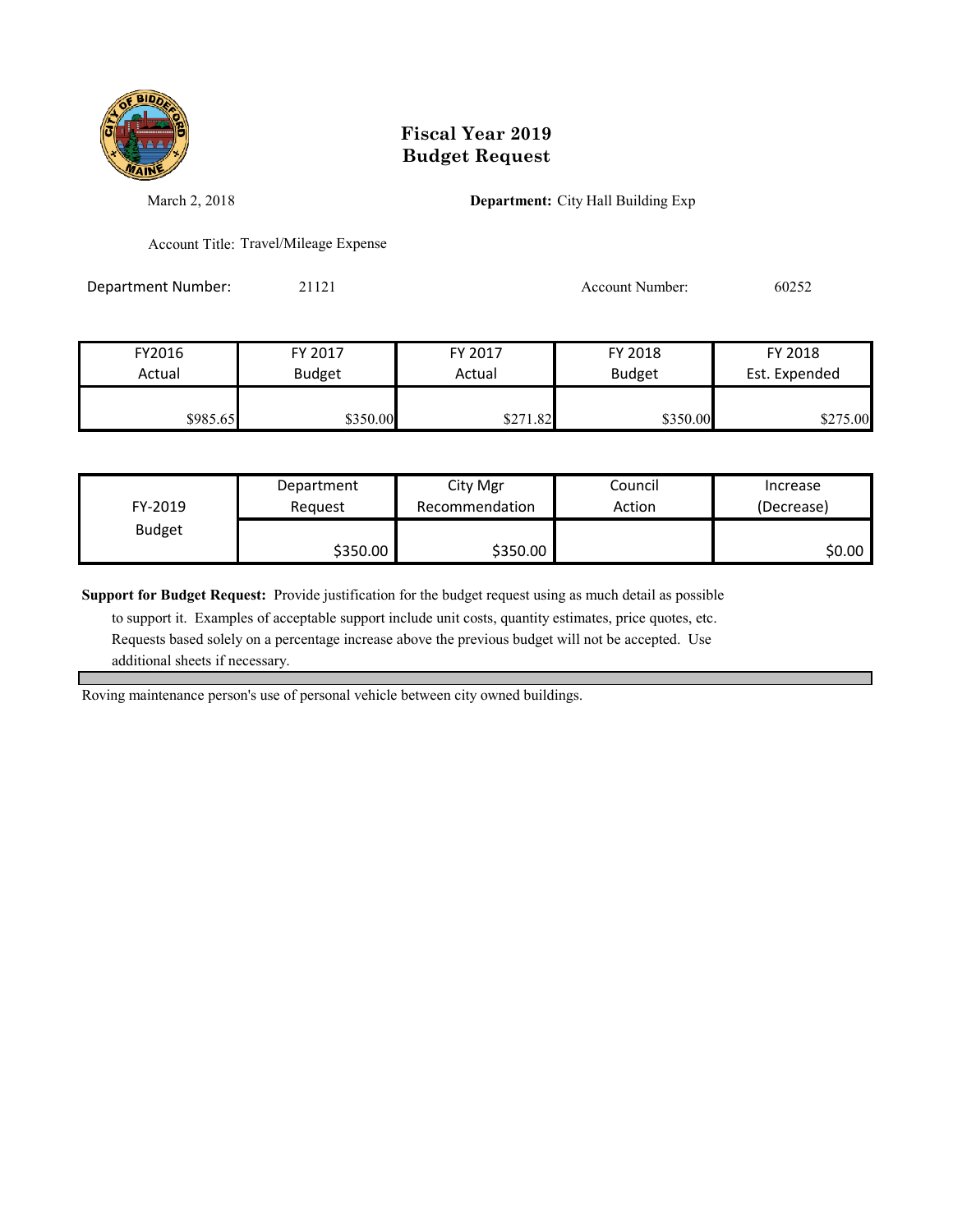# Fiscal Year 2019
# Budget Request

March 2, 2018

**Department:** City Hall Building Exp

Account Title: Travel/Mileage Expense

Department Number: 21121

Account Number: 60252

| FY2016 Actual | FY 2017 Budget | FY 2017 Actual | FY 2018 Budget | FY 2018 Est. Expended |
|---|---|---|---|---|
| $985.65 | $350.00 | $271.82 | $350.00 | $275.00 |

| FY-2019 Budget | Department Request | City Mgr Recommendation | Council Action | Increase (Decrease) |
|---|---|---|---|---|
| | $350.00 | $350.00 | | $0.00 |

**Support for Budget Request:** Provide justification for the budget request using as much detail as possible to support it. Examples of acceptable support include unit costs, quantity estimates, price quotes, etc. Requests based solely on a percentage increase above the previous budget will not be accepted. Use additional sheets if necessary.

Roving maintenance person's use of personal vehicle between city owned buildings.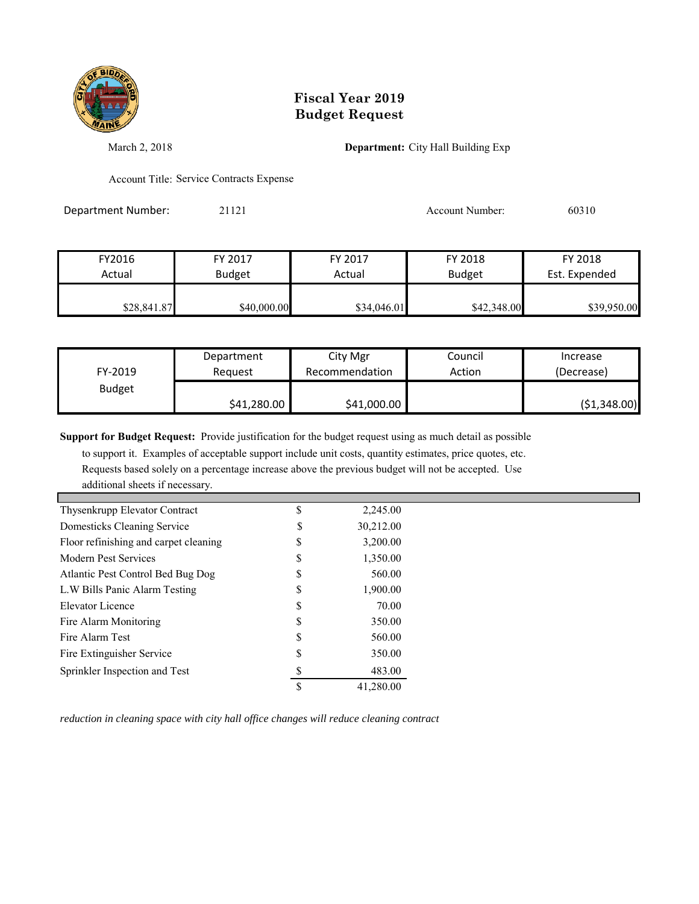# Fiscal Year 2019
# Budget Request

March 2, 2018

**Department:** City Hall Building Exp

Account Title: Service Contracts Expense

Department Number: 21121

Account Number: 60310

| FY2016 Actual | FY 2017 Budget | FY 2017 Actual | FY 2018 Budget | FY 2018 Est. Expended |
|---|---|---|---|---|
| $28,841.87 | $40,000.00 | $34,046.01 | $42,348.00 | $39,950.00 |

| FY-2019 Budget | Department Request | City Mgr Recommendation | Council Action | Increase (Decrease) |
|---|---|---|---|---|
| | $41,280.00 | $41,000.00 | | ($1,348.00) |

**Support for Budget Request:** Provide justification for the budget request using as much detail as possible to support it. Examples of acceptable support include unit costs, quantity estimates, price quotes, etc. Requests based solely on a percentage increase above the previous budget will not be accepted. Use additional sheets if necessary.

| | | |
|---|---|---|
| Thysenkrupp Elevator Contract | $ | 2,245.00 |
| Domesticks Cleaning Service | $ | 30,212.00 |
| Floor refinishing and carpet cleaning | $ | 3,200.00 |
| Modern Pest Services | $ | 1,350.00 |
| Atlantic Pest Control Bed Bug Dog | $ | 560.00 |
| L.W Bills Panic Alarm Testing | $ | 1,900.00 |
| Elevator Licence | $ | 70.00 |
| Fire Alarm Monitoring | $ | 350.00 |
| Fire Alarm Test | $ | 560.00 |
| Fire Extinguisher Service | $ | 350.00 |
| Sprinkler Inspection and Test | $ | 483.00 |
| | $ | 41,280.00 |

*reduction in cleaning space with city hall office changes will reduce cleaning contract*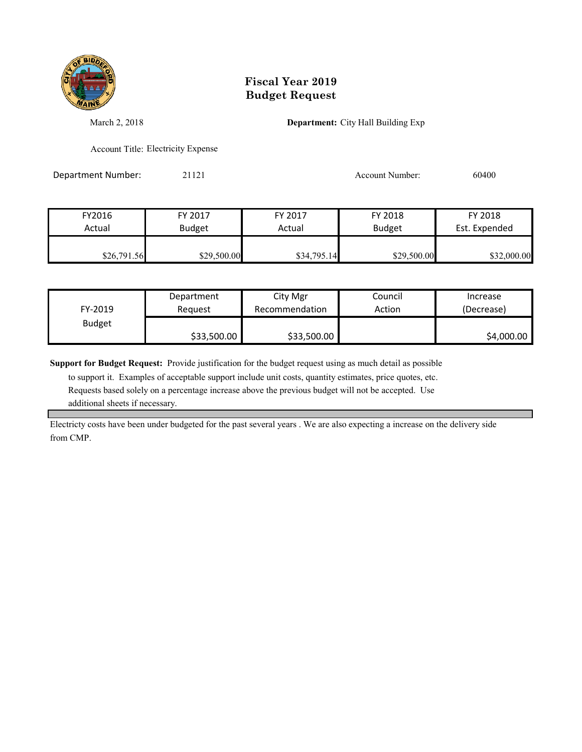# Fiscal Year 2019
# Budget Request

March 2, 2018

**Department:** City Hall Building Exp

Account Title: Electricity Expense

Department Number: 21121

Account Number: 60400

| FY2016 Actual | FY 2017 Budget | FY 2017 Actual | FY 2018 Budget | FY 2018 Est. Expended |
|---|---|---|---|---|
| $26,791.56 | $29,500.00 | $34,795.14 | $29,500.00 | $32,000.00 |

| FY-2019 Budget | Department Request | City Mgr Recommendation | Council Action | Increase (Decrease) |
|---|---|---|---|---|
| | $33,500.00 | $33,500.00 | | $4,000.00 |

**Support for Budget Request:** Provide justification for the budget request using as much detail as possible to support it. Examples of acceptable support include unit costs, quantity estimates, price quotes, etc. Requests based solely on a percentage increase above the previous budget will not be accepted. Use additional sheets if necessary.

Electricity costs have been under budgeted for the past several years . We are also expecting a increase on the delivery side from CMP.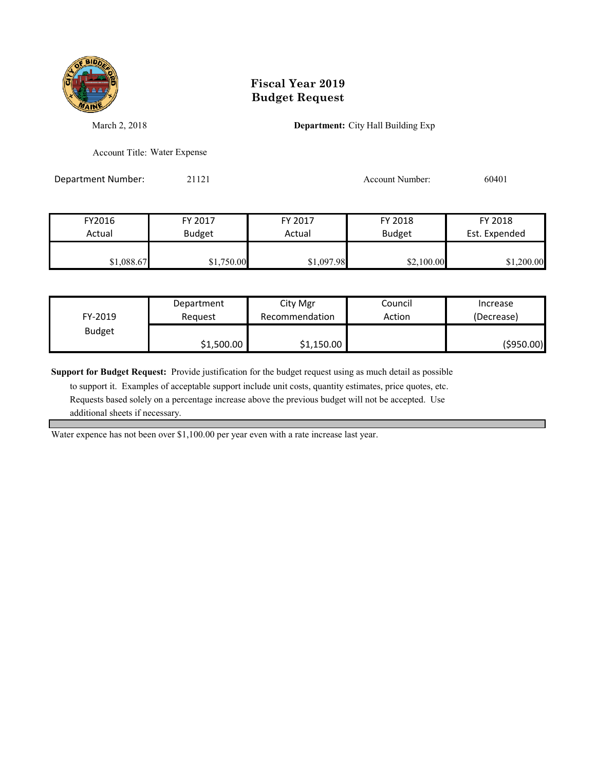# Fiscal Year 2019
# Budget Request

March 2, 2018

**Department:** City Hall Building Exp

Account Title: Water Expense

Department Number: 21121

Account Number: 60401

| FY2016 Actual | FY 2017 Budget | FY 2017 Actual | FY 2018 Budget | FY 2018 Est. Expended |
|---|---|---|---|---|
| $1,088.67 | $1,750.00 | $1,097.98 | $2,100.00 | $1,200.00 |

| FY-2019 Budget | Department Request | City Mgr Recommendation | Council Action | Increase (Decrease) |
|---|---|---|---|---|
| | $1,500.00 | $1,150.00 | | ($950.00) |

**Support for Budget Request:** Provide justification for the budget request using as much detail as possible to support it. Examples of acceptable support include unit costs, quantity estimates, price quotes, etc. Requests based solely on a percentage increase above the previous budget will not be accepted. Use additional sheets if necessary.

Water expence has not been over $1,100.00 per year even with a rate increase last year.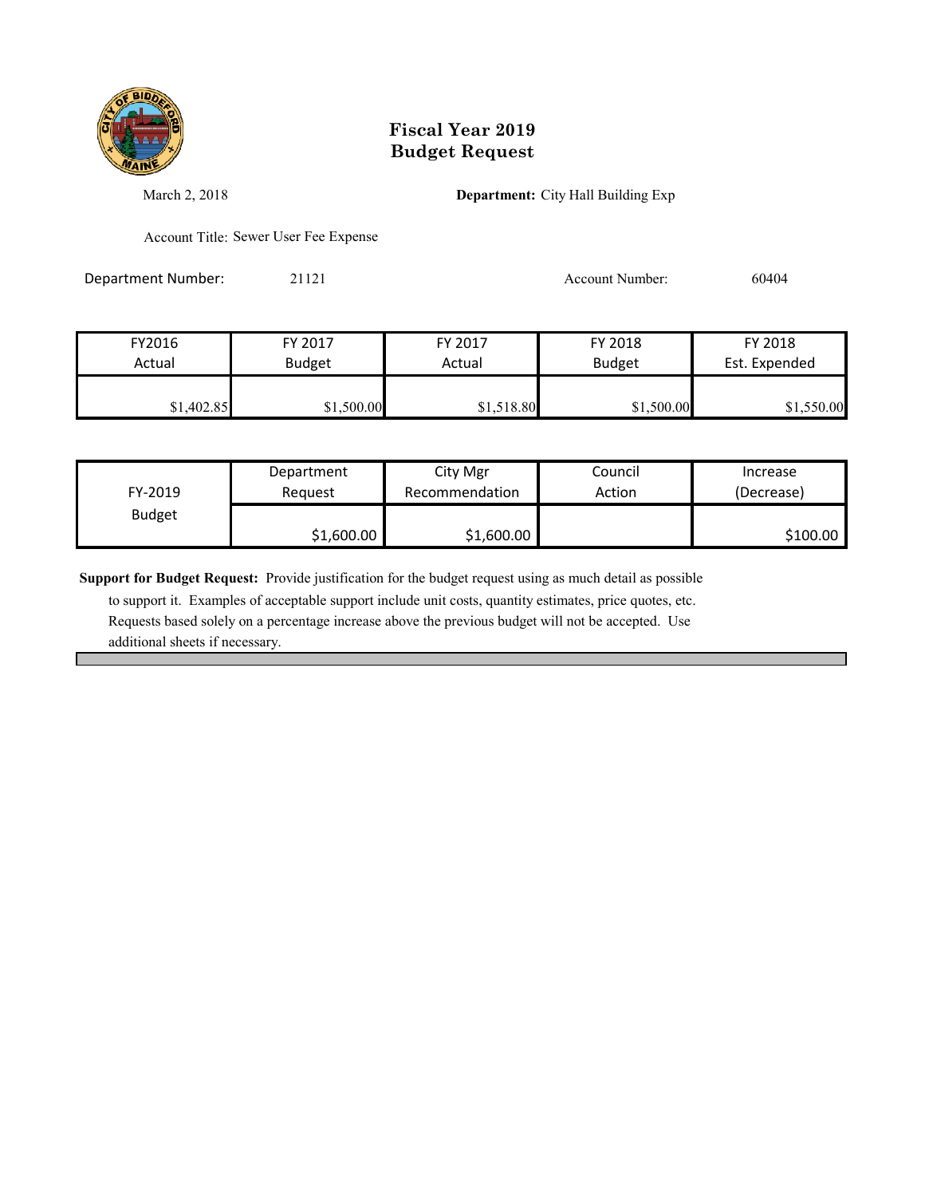# Fiscal Year 2019
# Budget Request

March 2, 2018

**Department:** City Hall Building Exp

Account Title: Sewer User Fee Expense

Department Number: 21121

Account Number: 60404

| FY2016 Actual | FY 2017 Budget | FY 2017 Actual | FY 2018 Budget | FY 2018 Est. Expended |
|---|---|---|---|---|
| $1,402.85 | $1,500.00 | $1,518.80 | $1,500.00 | $1,550.00 |

| FY-2019 Budget | Department Request | City Mgr Recommendation | Council Action | Increase (Decrease) |
|---|---|---|---|---|
| | $1,600.00 | $1,600.00 | | $100.00 |

**Support for Budget Request:** Provide justification for the budget request using as much detail as possible to support it. Examples of acceptable support include unit costs, quantity estimates, price quotes, etc. Requests based solely on a percentage increase above the previous budget will not be accepted. Use additional sheets if necessary.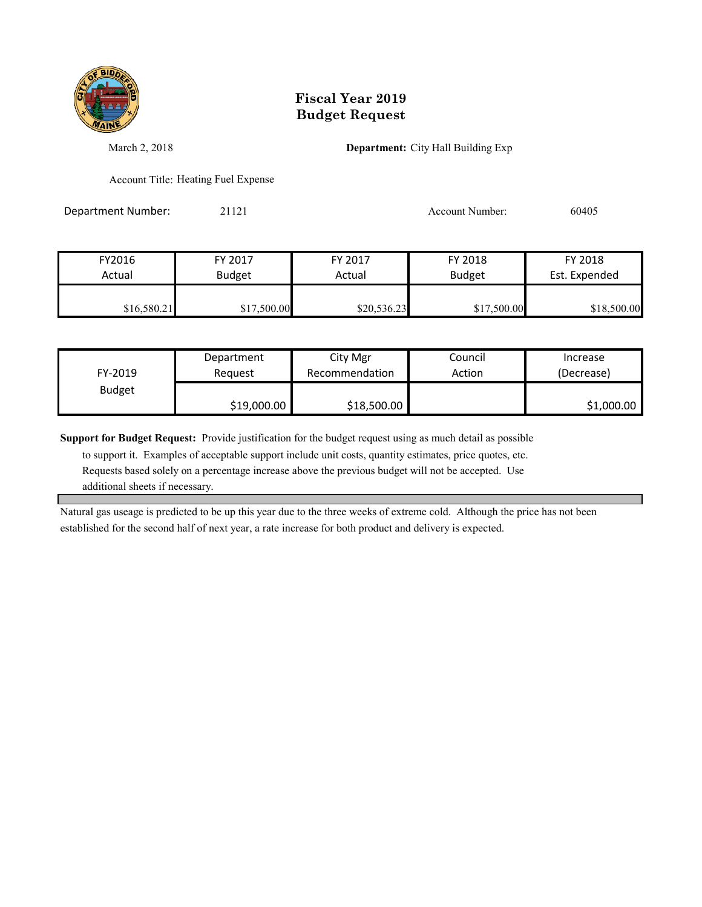# Fiscal Year 2019 Budget Request

March 2, 2018

**Department:** City Hall Building Exp

Account Title: Heating Fuel Expense

Department Number: 21121

Account Number: 60405

| FY2016 Actual | FY 2017 Budget | FY 2017 Actual | FY 2018 Budget | FY 2018 Est. Expended |
|---|---|---|---|---|
| $16,580.21 | $17,500.00 | $20,536.23 | $17,500.00 | $18,500.00 |

| FY-2019 Budget | Department Request | City Mgr Recommendation | Council Action | Increase (Decrease) |
|---|---|---|---|---|
| | $19,000.00 | $18,500.00 | | $1,000.00 |

**Support for Budget Request:** Provide justification for the budget request using as much detail as possible to support it. Examples of acceptable support include unit costs, quantity estimates, price quotes, etc. Requests based solely on a percentage increase above the previous budget will not be accepted. Use additional sheets if necessary.

Natural gas useage is predicted to be up this year due to the three weeks of extreme cold. Although the price has not been established for the second half of next year, a rate increase for both product and delivery is expected.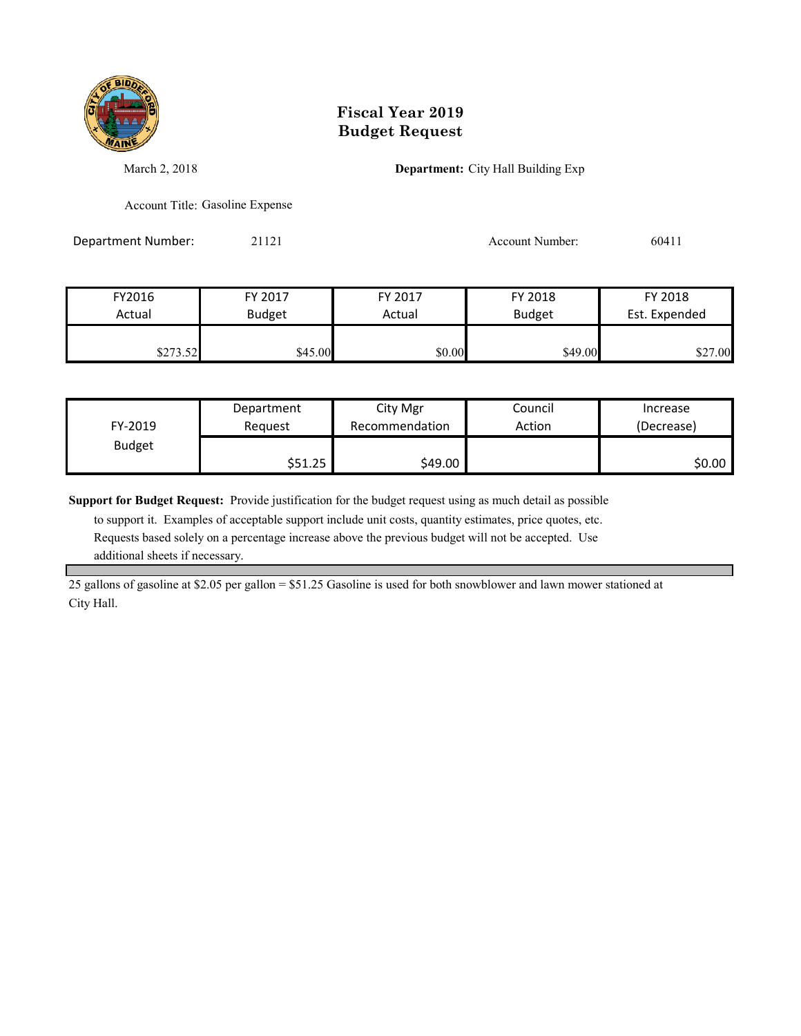# Fiscal Year 2019
# Budget Request

March 2, 2018

**Department:** City Hall Building Exp

Account Title: Gasoline Expense

Department Number: 21121

Account Number: 60411

| FY2016 Actual | FY 2017 Budget | FY 2017 Actual | FY 2018 Budget | FY 2018 Est. Expended |
|---|---|---|---|---|
| $273.52 | $45.00 | $0.00 | $49.00 | $27.00 |

| FY-2019 Budget | Department Request | City Mgr Recommendation | Council Action | Increase (Decrease) |
|---|---|---|---|---|
| | $51.25 | $49.00 | | $0.00 |

**Support for Budget Request:** Provide justification for the budget request using as much detail as possible to support it. Examples of acceptable support include unit costs, quantity estimates, price quotes, etc. Requests based solely on a percentage increase above the previous budget will not be accepted. Use additional sheets if necessary.

25 gallons of gasoline at $2.05 per gallon = $51.25 Gasoline is used for both snowblower and lawn mower stationed at City Hall.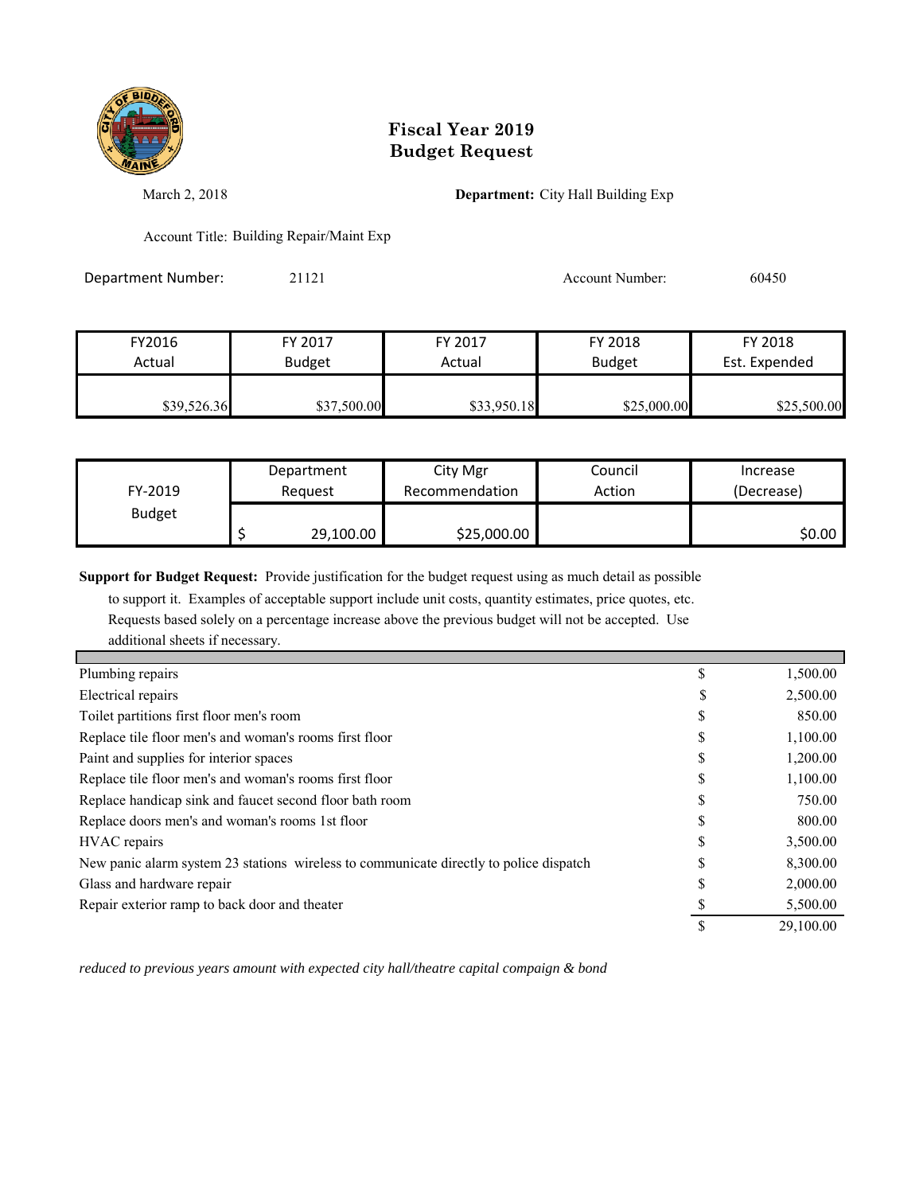# Fiscal Year 2019
# Budget Request

March 2, 2018

**Department:** City Hall Building Exp

Account Title: Building Repair/Maint Exp

Department Number: 21121

Account Number: 60450

| FY2016 Actual | FY 2017 Budget | FY 2017 Actual | FY 2018 Budget | FY 2018 Est. Expended |
|---|---|---|---|---|
| $39,526.36 | $37,500.00 | $33,950.18 | $25,000.00 | $25,500.00 |

| FY-2019 Budget | Department Request | City Mgr Recommendation | Council Action | Increase (Decrease) |
|---|---|---|---|---|
| | $ 29,100.00 | $25,000.00 | | $0.00 |

**Support for Budget Request:** Provide justification for the budget request using as much detail as possible to support it. Examples of acceptable support include unit costs, quantity estimates, price quotes, etc. Requests based solely on a percentage increase above the previous budget will not be accepted. Use additional sheets if necessary.

| | | |
|---|---|---|
| Plumbing repairs | $ | 1,500.00 |
| Electrical repairs | $ | 2,500.00 |
| Toilet partitions first floor men's room | $ | 850.00 |
| Replace tile floor men's and woman's rooms first floor | $ | 1,100.00 |
| Paint and supplies for interior spaces | $ | 1,200.00 |
| Replace tile floor men's and woman's rooms first floor | $ | 1,100.00 |
| Replace handicap sink and faucet second floor bath room | $ | 750.00 |
| Replace doors men's and woman's rooms 1st floor | $ | 800.00 |
| HVAC repairs | $ | 3,500.00 |
| New panic alarm system 23 stations wireless to communicate directly to police dispatch | $ | 8,300.00 |
| Glass and hardware repair | $ | 2,000.00 |
| Repair exterior ramp to back door and theater | $ | 5,500.00 |
| | $ | 29,100.00 |

*reduced to previous years amount with expected city hall/theatre capital compaign & bond*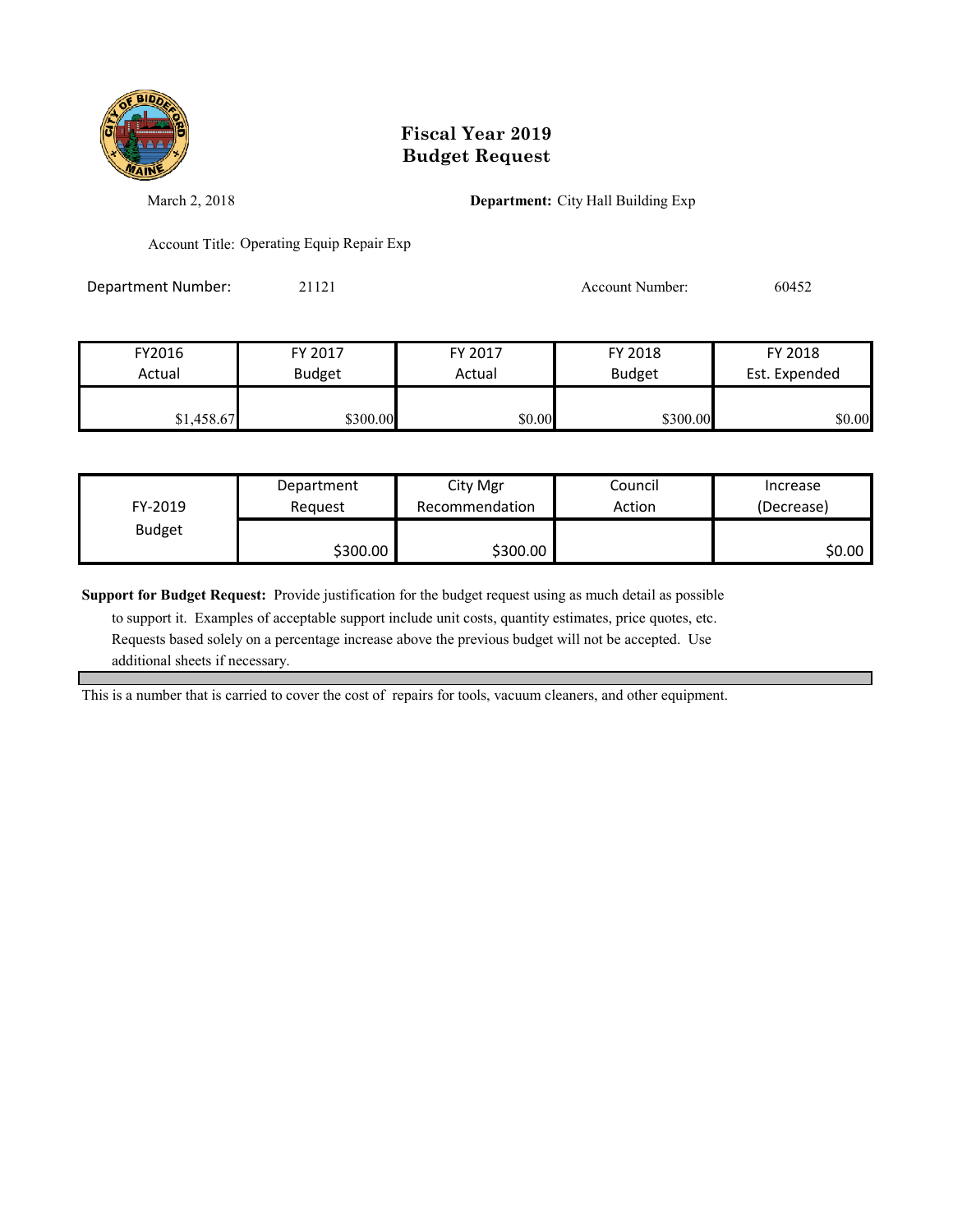# Fiscal Year 2019
# Budget Request

March 2, 2018

**Department:** City Hall Building Exp

Account Title: Operating Equip Repair Exp

Department Number: 21121

Account Number: 60452

| FY2016 Actual | FY 2017 Budget | FY 2017 Actual | FY 2018 Budget | FY 2018 Est. Expended |
|---|---|---|---|---|
| $1,458.67 | $300.00 | $0.00 | $300.00 | $0.00 |

| FY-2019 Budget | Department Request | City Mgr Recommendation | Council Action | Increase (Decrease) |
|---|---|---|---|---|
| | $300.00 | $300.00 | | $0.00 |

**Support for Budget Request:** Provide justification for the budget request using as much detail as possible to support it. Examples of acceptable support include unit costs, quantity estimates, price quotes, etc. Requests based solely on a percentage increase above the previous budget will not be accepted. Use additional sheets if necessary.

This is a number that is carried to cover the cost of repairs for tools, vacuum cleaners, and other equipment.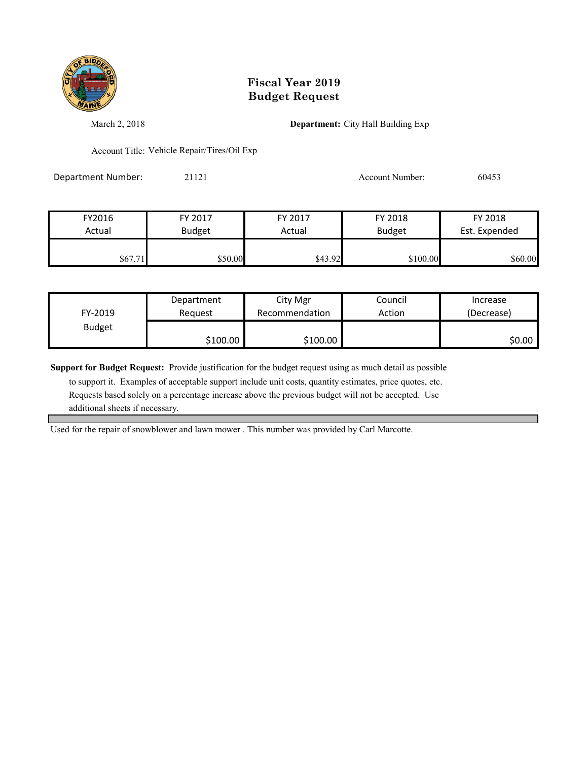# Fiscal Year 2019
# Budget Request

March 2, 2018

**Department:** City Hall Building Exp

Account Title: Vehicle Repair/Tires/Oil Exp

Department Number: 21121

Account Number: 60453

| FY2016 Actual | FY 2017 Budget | FY 2017 Actual | FY 2018 Budget | FY 2018 Est. Expended |
|---|---|---|---|---|
| $67.71 | $50.00 | $43.92 | $100.00 | $60.00 |

| FY-2019 Budget | Department Request | City Mgr Recommendation | Council Action | Increase (Decrease) |
|---|---|---|---|---|
| | $100.00 | $100.00 | | $0.00 |

**Support for Budget Request:** Provide justification for the budget request using as much detail as possible to support it. Examples of acceptable support include unit costs, quantity estimates, price quotes, etc. Requests based solely on a percentage increase above the previous budget will not be accepted. Use additional sheets if necessary.

Used for the repair of snowblower and lawn mower . This number was provided by Carl Marcotte.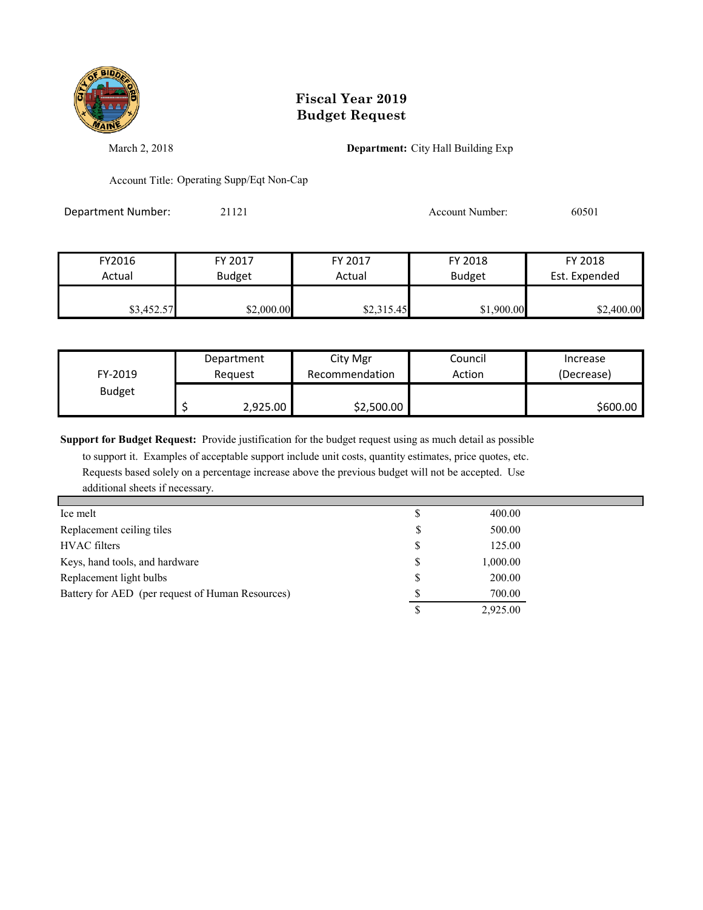# Fiscal Year 2019
# Budget Request

March 2, 2018

**Department:** City Hall Building Exp

Account Title: Operating Supp/Eqt Non-Cap

Department Number: 21121

Account Number: 60501

| FY2016 Actual | FY 2017 Budget | FY 2017 Actual | FY 2018 Budget | FY 2018 Est. Expended |
|---|---|---|---|---|
| $3,452.57 | $2,000.00 | $2,315.45 | $1,900.00 | $2,400.00 |

| FY-2019 Budget | Department Request | City Mgr Recommendation | Council Action | Increase (Decrease) |
|---|---|---|---|---|
| | $ 2,925.00 | $2,500.00 | | $600.00 |

**Support for Budget Request:** Provide justification for the budget request using as much detail as possible to support it. Examples of acceptable support include unit costs, quantity estimates, price quotes, etc. Requests based solely on a percentage increase above the previous budget will not be accepted. Use additional sheets if necessary.

| | | |
|---|---|---|
| Ice melt | $ | 400.00 |
| Replacement ceiling tiles | $ | 500.00 |
| HVAC filters | $ | 125.00 |
| Keys, hand tools, and hardware | $ | 1,000.00 |
| Replacement light bulbs | $ | 200.00 |
| Battery for AED (per request of Human Resources) | $ | 700.00 |
| | $ | 2,925.00 |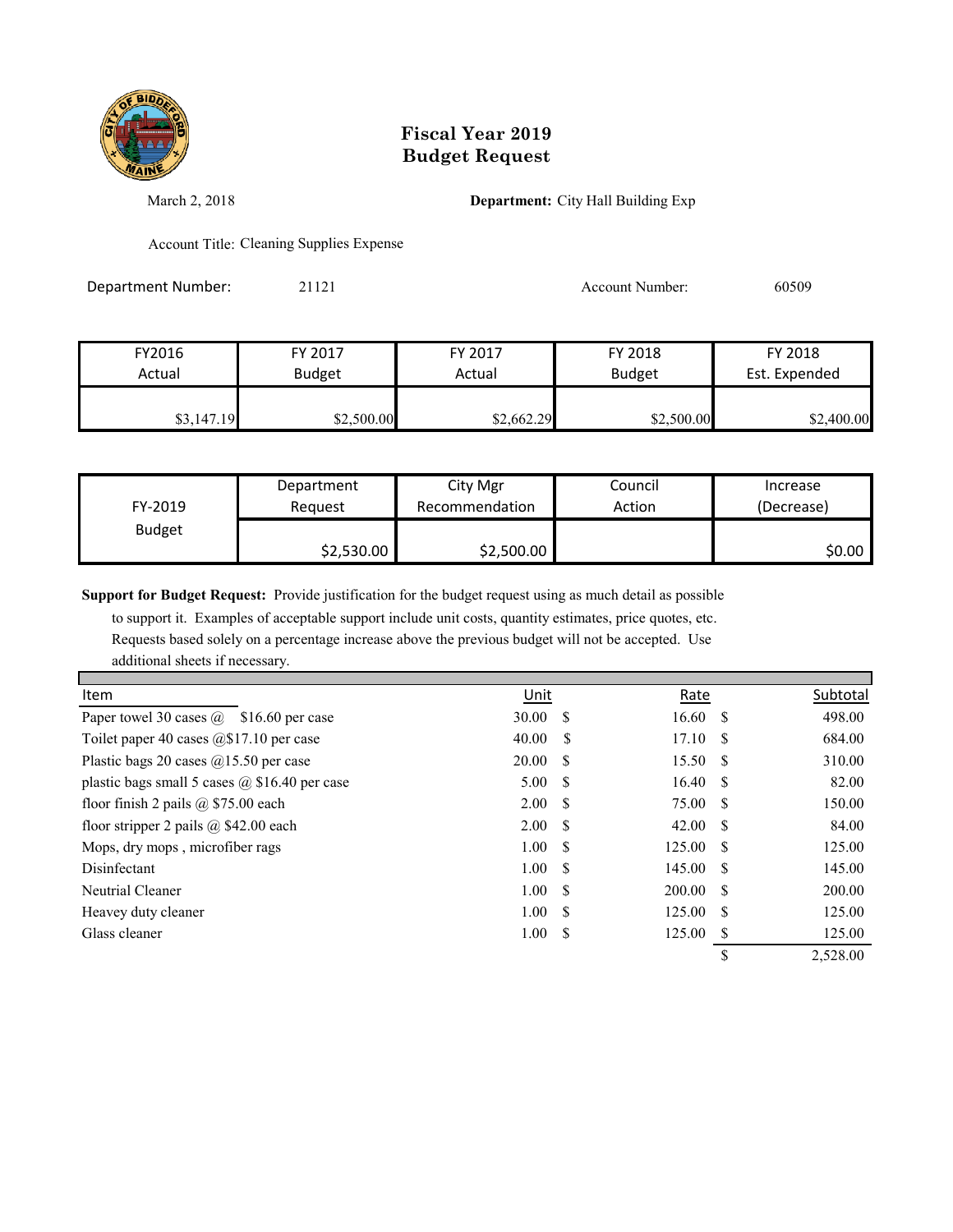# Fiscal Year 2019
# Budget Request

March 2, 2018

**Department:** City Hall Building Exp

Account Title: Cleaning Supplies Expense

Department Number: 21121

Account Number: 60509

| FY2016 Actual | FY 2017 Budget | FY 2017 Actual | FY 2018 Budget | FY 2018 Est. Expended |
|---|---|---|---|---|
| $3,147.19 | $2,500.00 | $2,662.29 | $2,500.00 | $2,400.00 |

| FY-2019 Budget | Department Request | City Mgr Recommendation | Council Action | Increase (Decrease) |
|---|---|---|---|---|
| | $2,530.00 | $2,500.00 | | $0.00 |

**Support for Budget Request:** Provide justification for the budget request using as much detail as possible to support it. Examples of acceptable support include unit costs, quantity estimates, price quotes, etc. Requests based solely on a percentage increase above the previous budget will not be accepted. Use additional sheets if necessary.

| Item | Unit | Rate | Subtotal |
|---|---|---|---|
| Paper towel 30 cases @ $16.60 per case | 30.00 | $ 16.60 | $ 498.00 |
| Toilet paper 40 cases @$17.10 per case | 40.00 | $ 17.10 | $ 684.00 |
| Plastic bags 20 cases @15.50 per case | 20.00 | $ 15.50 | $ 310.00 |
| plastic bags small 5 cases @ $16.40 per case | 5.00 | $ 16.40 | $ 82.00 |
| floor finish 2 pails @ $75.00 each | 2.00 | $ 75.00 | $ 150.00 |
| floor stripper 2 pails @ $42.00 each | 2.00 | $ 42.00 | $ 84.00 |
| Mops, dry mops , microfiber rags | 1.00 | $ 125.00 | $ 125.00 |
| Disinfectant | 1.00 | $ 145.00 | $ 145.00 |
| Neutrial Cleaner | 1.00 | $ 200.00 | $ 200.00 |
| Heavey duty cleaner | 1.00 | $ 125.00 | $ 125.00 |
| Glass cleaner | 1.00 | $ 125.00 | $ 125.00 |
| | | | $ 2,528.00 |